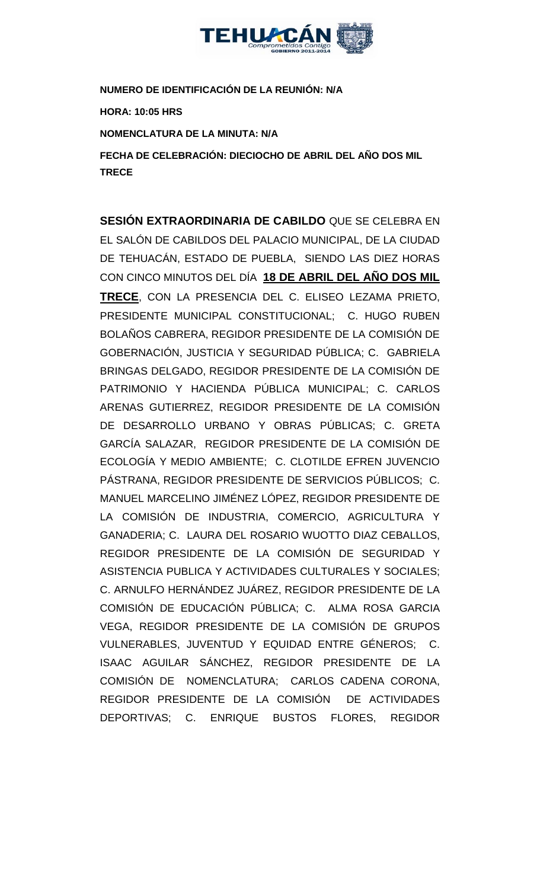**NUMERO DE IDENTIFICACIÓN DE LA REUNIÓN: N/A**

**HORA: 10:05 HRS**

**NOMENCLATURA DE LA MINUTA: N/A**

**FECHA DE CELEBRACIÓN: DIECIOCHO DE ABRIL DEL AÑO DOS MIL TRECE**

**SESIÓN EXTRAORDINARIA DE CABILDO** QUE SE CELEBRA EN EL SALÓN DE CABILDOS DEL PALACIO MUNICIPAL, DE LA CIUDAD DE TEHUACÁN, ESTADO DE PUEBLA, SIENDO LAS DIEZ HORAS CON CINCO MINUTOS DEL DÍA **18 DE ABRIL DEL AÑO DOS MIL TRECE**, CON LA PRESENCIA DEL C. ELISEO LEZAMA PRIETO, PRESIDENTE MUNICIPAL CONSTITUCIONAL; C. HUGO RUBEN BOLAÑOS CABRERA, REGIDOR PRESIDENTE DE LA COMISIÓN DE GOBERNACIÓN, JUSTICIA Y SEGURIDAD PÚBLICA; C. GABRIELA BRINGAS DELGADO, REGIDOR PRESIDENTE DE LA COMISIÓN DE PATRIMONIO Y HACIENDA PÚBLICA MUNICIPAL; C. CARLOS ARENAS GUTIERREZ, REGIDOR PRESIDENTE DE LA COMISIÓN DE DESARROLLO URBANO Y OBRAS PÚBLICAS; C. GRETA GARCÍA SALAZAR, REGIDOR PRESIDENTE DE LA COMISIÓN DE ECOLOGÍA Y MEDIO AMBIENTE; C. CLOTILDE EFREN JUVENCIO PÁSTRANA, REGIDOR PRESIDENTE DE SERVICIOS PÚBLICOS; C. MANUEL MARCELINO JIMÉNEZ LÓPEZ, REGIDOR PRESIDENTE DE LA COMISIÓN DE INDUSTRIA, COMERCIO, AGRICULTURA Y GANADERIA; C. LAURA DEL ROSARIO WUOTTO DIAZ CEBALLOS, REGIDOR PRESIDENTE DE LA COMISIÓN DE SEGURIDAD Y ASISTENCIA PUBLICA Y ACTIVIDADES CULTURALES Y SOCIALES; C. ARNULFO HERNÁNDEZ JUÁREZ, REGIDOR PRESIDENTE DE LA COMISIÓN DE EDUCACIÓN PÚBLICA; C. ALMA ROSA GARCIA VEGA, REGIDOR PRESIDENTE DE LA COMISIÓN DE GRUPOS VULNERABLES, JUVENTUD Y EQUIDAD ENTRE GÉNEROS; C. ISAAC AGUILAR SÁNCHEZ, REGIDOR PRESIDENTE DE LA COMISIÓN DE NOMENCLATURA; CARLOS CADENA CORONA, REGIDOR PRESIDENTE DE LA COMISIÓN DE ACTIVIDADES DEPORTIVAS; C. ENRIQUE BUSTOS FLORES, REGIDOR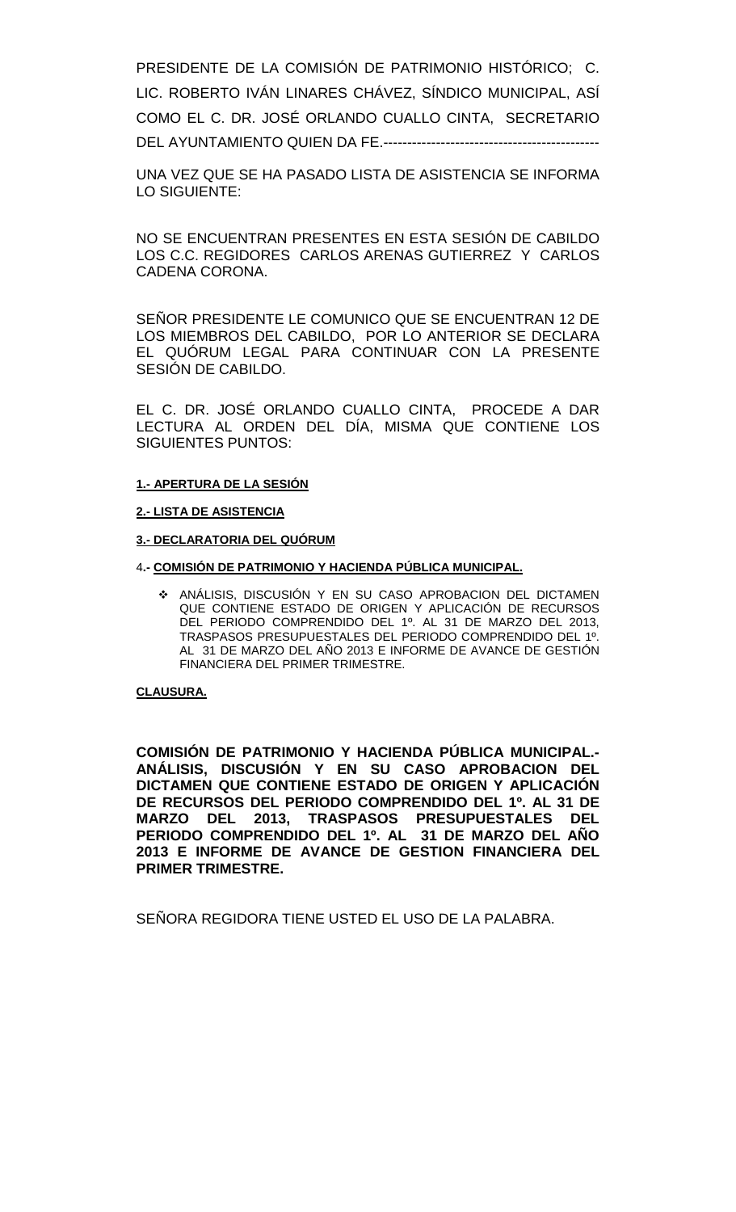PRESIDENTE DE LA COMISIÓN DE PATRIMONIO HISTÓRICO; C. LIC. ROBERTO IVÁN LINARES CHÁVEZ, SÍNDICO MUNICIPAL, ASÍ COMO EL C. DR. JOSÉ ORLANDO CUALLO CINTA, SECRETARIO DEL AYUNTAMIENTO QUIEN DA FE.----------------------------------------------

UNA VEZ QUE SE HA PASADO LISTA DE ASISTENCIA SE INFORMA LO SIGUIENTE:

NO SE ENCUENTRAN PRESENTES EN ESTA SESIÓN DE CABILDO LOS C.C. REGIDORES CARLOS ARENAS GUTIERREZ Y CARLOS CADENA CORONA.

SEÑOR PRESIDENTE LE COMUNICO QUE SE ENCUENTRAN 12 DE LOS MIEMBROS DEL CABILDO, POR LO ANTERIOR SE DECLARA EL QUÓRUM LEGAL PARA CONTINUAR CON LA PRESENTE SESIÓN DE CABILDO.

EL C. DR. JOSÉ ORLANDO CUALLO CINTA, PROCEDE A DAR LECTURA AL ORDEN DEL DÍA, MISMA QUE CONTIENE LOS SIGUIENTES PUNTOS:

**1.- APERTURA DE LA SESIÓN**

**2.- LISTA DE ASISTENCIA**

**3.- DECLARATORIA DEL QUÓRUM**

4**.- COMISIÓN DE PATRIMONIO Y HACIENDA PÚBLICA MUNICIPAL.**

- ANÁLISIS, DISCUSIÓN Y EN SU CASO APROBACION DEL DICTAMEN QUE CONTIENE ESTADO DE ORIGEN Y APLICACIÓN DE RECURSOS DEL PERIODO COMPRENDIDO DEL 1º. AL 31 DE MARZO DEL 2013, TRASPASOS PRESUPUESTALES DEL PERIODO COMPRENDIDO DEL 1º. AL 31 DE MARZO DEL AÑO 2013 E INFORME DE AVANCE DE GESTIÓN FINANCIERA DEL PRIMER TRIMESTRE.

**CLAUSURA.**

**COMISIÓN DE PATRIMONIO Y HACIENDA PÚBLICA MUNICIPAL.- ANÁLISIS, DISCUSIÓN Y EN SU CASO APROBACION DEL DICTAMEN QUE CONTIENE ESTADO DE ORIGEN Y APLICACIÓN DE RECURSOS DEL PERIODO COMPRENDIDO DEL 1º. AL 31 DE MARZO DEL 2013, TRASPASOS PRESUPUESTALES DEL PERIODO COMPRENDIDO DEL 1º. AL 31 DE MARZO DEL AÑO 2013 E INFORME DE AVANCE DE GESTION FINANCIERA DEL PRIMER TRIMESTRE.**

SEÑORA REGIDORA TIENE USTED EL USO DE LA PALABRA.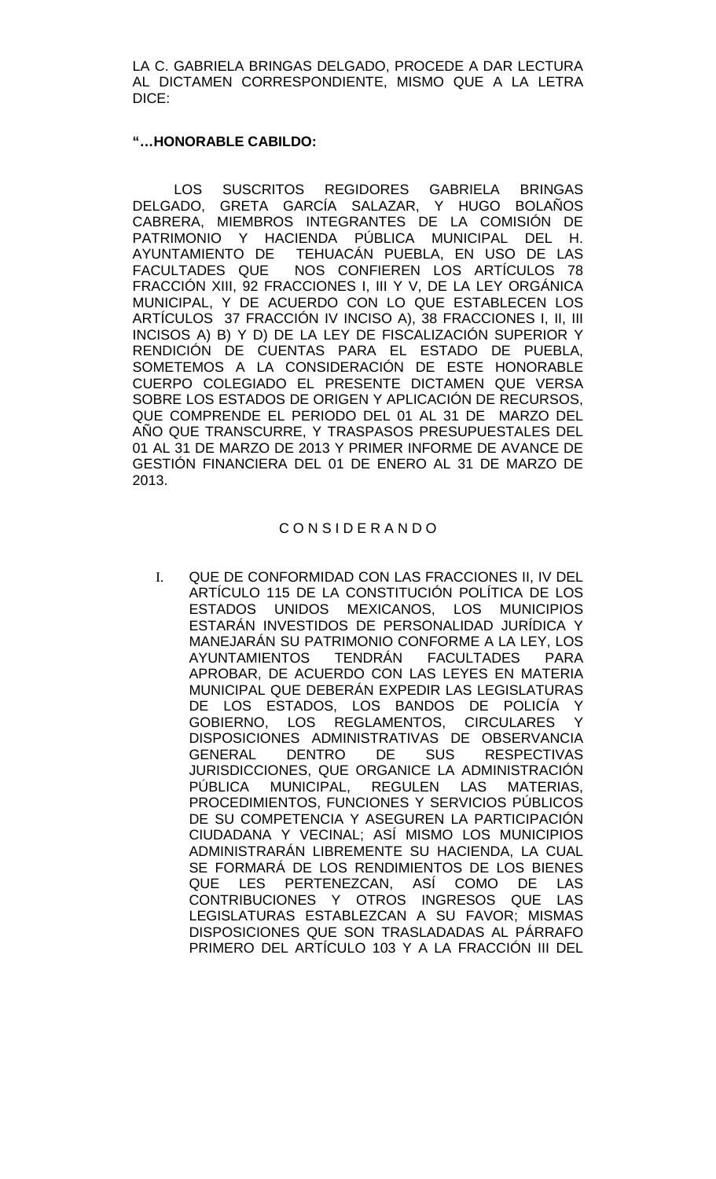LA C. GABRIELA BRINGAS DELGADO, PROCEDE A DAR LECTURA AL DICTAMEN CORRESPONDIENTE, MISMO QUE A LA LETRA DICE:

**"…HONORABLE CABILDO:**

LOS SUSCRITOS REGIDORES GABRIELA BRINGAS DELGADO, GRETA GARCÍA SALAZAR, Y HUGO BOLAÑOS CABRERA, MIEMBROS INTEGRANTES DE LA COMISIÓN DE PATRIMONIO Y HACIENDA PÚBLICA MUNICIPAL DEL H. AYUNTAMIENTO DE TEHUACÁN PUEBLA, EN USO DE LAS FACULTADES QUE NOS CONFIEREN LOS ARTÍCULOS 78 FRACCIÓN XIII, 92 FRACCIONES I, III Y V, DE LA LEY ORGÁNICA MUNICIPAL, Y DE ACUERDO CON LO QUE ESTABLECEN LOS ARTÍCULOS 37 FRACCIÓN IV INCISO A), 38 FRACCIONES I, II, III INCISOS A) B) Y D) DE LA LEY DE FISCALIZACIÓN SUPERIOR Y RENDICIÓN DE CUENTAS PARA EL ESTADO DE PUEBLA, SOMETEMOS A LA CONSIDERACIÓN DE ESTE HONORABLE CUERPO COLEGIADO EL PRESENTE DICTAMEN QUE VERSA SOBRE LOS ESTADOS DE ORIGEN Y APLICACIÓN DE RECURSOS, QUE COMPRENDE EL PERIODO DEL 01 AL 31 DE MARZO DEL AÑO QUE TRANSCURRE, Y TRASPASOS PRESUPUESTALES DEL 01 AL 31 DE MARZO DE 2013 Y PRIMER INFORME DE AVANCE DE GESTIÓN FINANCIERA DEL 01 DE ENERO AL 31 DE MARZO DE 2013.

C O N S I D E R A N D O

I. QUE DE CONFORMIDAD CON LAS FRACCIONES II, IV DEL ARTÍCULO 115 DE LA CONSTITUCIÓN POLÍTICA DE LOS ESTADOS UNIDOS MEXICANOS, LOS MUNICIPIOS ESTARÁN INVESTIDOS DE PERSONALIDAD JURÍDICA Y MANEJARÁN SU PATRIMONIO CONFORME A LA LEY, LOS AYUNTAMIENTOS TENDRÁN FACULTADES PARA APROBAR, DE ACUERDO CON LAS LEYES EN MATERIA MUNICIPAL QUE DEBERÁN EXPEDIR LAS LEGISLATURAS DE LOS ESTADOS, LOS BANDOS DE POLICÍA Y GOBIERNO, LOS REGLAMENTOS, CIRCULARES Y DISPOSICIONES ADMINISTRATIVAS DE OBSERVANCIA GENERAL DENTRO DE SUS RESPECTIVAS JURISDICCIONES, QUE ORGANICE LA ADMINISTRACIÓN PÚBLICA MUNICIPAL, REGULEN LAS MATERIAS, PROCEDIMIENTOS, FUNCIONES Y SERVICIOS PÚBLICOS DE SU COMPETENCIA Y ASEGUREN LA PARTICIPACIÓN CIUDADANA Y VECINAL; ASÍ MISMO LOS MUNICIPIOS ADMINISTRARÁN LIBREMENTE SU HACIENDA, LA CUAL SE FORMARÁ DE LOS RENDIMIENTOS DE LOS BIENES QUE LES PERTENEZCAN, ASÍ COMO DE LAS CONTRIBUCIONES Y OTROS INGRESOS QUE LAS LEGISLATURAS ESTABLEZCAN A SU FAVOR; MISMAS DISPOSICIONES QUE SON TRASLADADAS AL PÁRRAFO PRIMERO DEL ARTÍCULO 103 Y A LA FRACCIÓN III DEL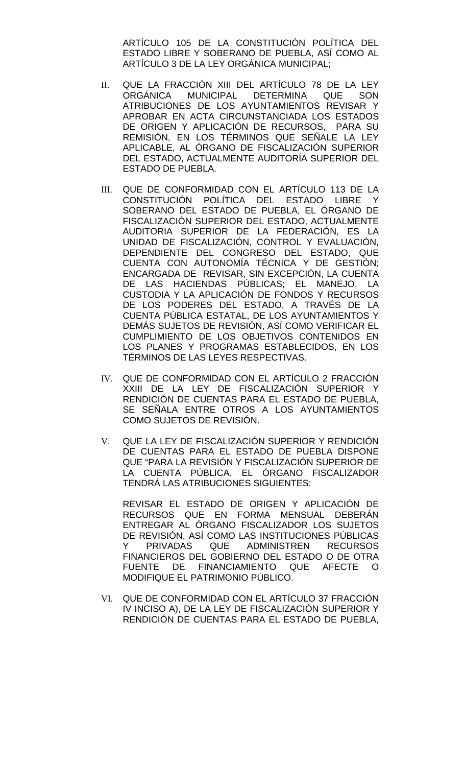ARTÍCULO 105 DE LA CONSTITUCIÓN POLÍTICA DEL ESTADO LIBRE Y SOBERANO DE PUEBLA, ASÍ COMO AL ARTÍCULO 3 DE LA LEY ORGÁNICA MUNICIPAL;

II. QUE LA FRACCIÓN XIII DEL ARTÍCULO 78 DE LA LEY ORGÁNICA MUNICIPAL DETERMINA QUE SON ATRIBUCIONES DE LOS AYUNTAMIENTOS REVISAR Y APROBAR EN ACTA CIRCUNSTANCIADA LOS ESTADOS DE ORIGEN Y APLICACIÓN DE RECURSOS, PARA SU REMISIÓN, EN LOS TÉRMINOS QUE SEÑALE LA LEY APLICABLE, AL ÓRGANO DE FISCALIZACIÓN SUPERIOR DEL ESTADO, ACTUALMENTE AUDITORÍA SUPERIOR DEL ESTADO DE PUEBLA.

III. QUE DE CONFORMIDAD CON EL ARTÍCULO 113 DE LA CONSTITUCIÓN POLÍTICA DEL ESTADO LIBRE Y SOBERANO DEL ESTADO DE PUEBLA, EL ÓRGANO DE FISCALIZACIÓN SUPERIOR DEL ESTADO, ACTUALMENTE AUDITORIA SUPERIOR DE LA FEDERACIÓN, ES LA UNIDAD DE FISCALIZACIÓN, CONTROL Y EVALUACIÓN, DEPENDIENTE DEL CONGRESO DEL ESTADO, QUE CUENTA CON AUTONOMÍA TÉCNICA Y DE GESTIÓN; ENCARGADA DE REVISAR, SIN EXCEPCIÓN, LA CUENTA DE LAS HACIENDAS PÚBLICAS; EL MANEJO, LA CUSTODIA Y LA APLICACIÓN DE FONDOS Y RECURSOS DE LOS PODERES DEL ESTADO, A TRAVÉS DE LA CUENTA PÚBLICA ESTATAL, DE LOS AYUNTAMIENTOS Y DEMÁS SUJETOS DE REVISIÓN, ASÍ COMO VERIFICAR EL CUMPLIMIENTO DE LOS OBJETIVOS CONTENIDOS EN LOS PLANES Y PROGRAMAS ESTABLECIDOS, EN LOS TÉRMINOS DE LAS LEYES RESPECTIVAS.

IV. QUE DE CONFORMIDAD CON EL ARTÍCULO 2 FRACCIÓN XXIII DE LA LEY DE FISCALIZACIÓN SUPERIOR Y RENDICIÓN DE CUENTAS PARA EL ESTADO DE PUEBLA, SE SEÑALA ENTRE OTROS A LOS AYUNTAMIENTOS COMO SUJETOS DE REVISIÓN.

V. QUE LA LEY DE FISCALIZACIÓN SUPERIOR Y RENDICIÓN DE CUENTAS PARA EL ESTADO DE PUEBLA DISPONE QUE "PARA LA REVISIÓN Y FISCALIZACIÓN SUPERIOR DE LA CUENTA PÚBLICA, EL ÓRGANO FISCALIZADOR TENDRÁ LAS ATRIBUCIONES SIGUIENTES:

   REVISAR EL ESTADO DE ORIGEN Y APLICACIÓN DE RECURSOS QUE EN FORMA MENSUAL DEBERÁN ENTREGAR AL ÓRGANO FISCALIZADOR LOS SUJETOS DE REVISIÓN, ASÍ COMO LAS INSTITUCIONES PÚBLICAS Y PRIVADAS QUE ADMINISTREN RECURSOS FINANCIEROS DEL GOBIERNO DEL ESTADO O DE OTRA FUENTE DE FINANCIAMIENTO QUE AFECTE O MODIFIQUE EL PATRIMONIO PÚBLICO.

VI. QUE DE CONFORMIDAD CON EL ARTÍCULO 37 FRACCIÓN IV INCISO A), DE LA LEY DE FISCALIZACIÓN SUPERIOR Y RENDICIÓN DE CUENTAS PARA EL ESTADO DE PUEBLA,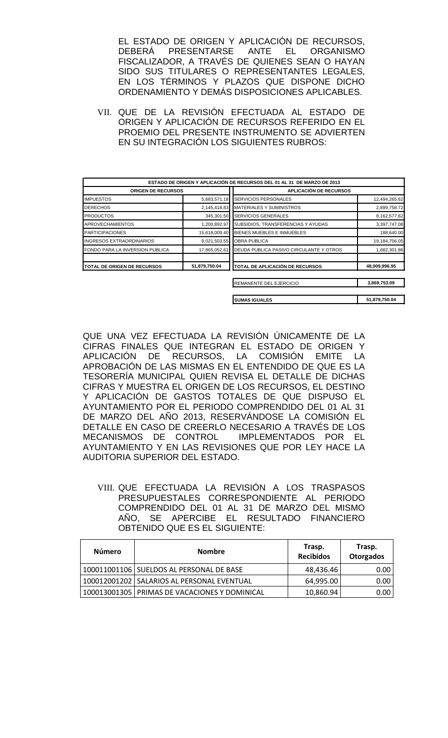EL ESTADO DE ORIGEN Y APLICACIÓN DE RECURSOS, DEBERÁ PRESENTARSE ANTE EL ORGANISMO FISCALIZADOR, A TRAVÉS DE QUIENES SEAN O HAYAN SIDO SUS TITULARES O REPRESENTANTES LEGALES, EN LOS TÉRMINOS Y PLAZOS QUE DISPONE DICHO ORDENAMIENTO Y DEMÁS DISPOSICIONES APLICABLES.

VII. QUE DE LA REVISIÓN EFECTUADA AL ESTADO DE ORIGEN Y APLICACIÓN DE RECURSOS REFERIDO EN EL PROEMIO DEL PRESENTE INSTRUMENTO SE ADVIERTEN EN SU INTEGRACIÓN LOS SIGUIENTES RUBROS:

| ESTADO DE ORIGEN Y APLICACIÓN DE RECURSOS DEL 01 AL 31 DE MARZO DE 2013 | | | |
|---|---|---|---|
| **ORIGEN DE RECURSOS** | | **APLICACIÓN DE RECURSOS** | |
| IMPUESTOS | 5,683,571.18 | SERVICIOS PERSONALES | 12,494,265.62 |
| DERECHOS | 2,145,418.83 | MATERIALES Y SUMINISTROS | 2,899,758.72 |
| PRODUCTOS | 345,301.50 | SERVICIOS GENERALES | 8,162,577.62 |
| APROVECHAMIENTOS | 1,200,892.97 | SUBSIDIOS, TRANSFERENCIAS Y AYUDAS | 3,397,747.08 |
| PARTICIPACIONES | 15,618,009.40 | BIENES MUEBLES E INMUEBLES | 188,640.00 |
| INGRESOS EXTRAORDINARIOS | 9,021,503.55 | OBRA PUBLICA | 19,184,706.05 |
| FONDO PARA LA INVERSION PUBLICA | 17,865,052.61 | DEUDA PUBLICA PASIVO CIRCULANTE Y OTROS | 1,682,301.86 |
| | | | |
| **TOTAL DE ORIGEN DE RECURSOS** | **51,879,750.04** | **TOTAL DE APLICACIÓN DE RECURSOS** | **48,009,996.95** |
| | | REMANENTE DEL EJERCICIO | **3,869,753.09** |
| | | **SUMAS IGUALES** | **51,879,750.04** |

QUE UNA VEZ EFECTUADA LA REVISIÓN ÚNICAMENTE DE LA CIFRAS FINALES QUE INTEGRAN EL ESTADO DE ORIGEN Y APLICACIÓN DE RECURSOS, LA COMISIÓN EMITE LA APROBACIÓN DE LAS MISMAS EN EL ENTENDIDO DE QUE ES LA TESORERÍA MUNICIPAL QUIEN REVISA EL DETALLE DE DICHAS CIFRAS Y MUESTRA EL ORIGEN DE LOS RECURSOS, EL DESTINO Y APLICACIÓN DE GASTOS TOTALES DE QUE DISPUSO EL AYUNTAMIENTO POR EL PERIODO COMPRENDIDO DEL 01 AL 31 DE MARZO DEL AÑO 2013, RESERVÁNDOSE LA COMISIÓN EL DETALLE EN CASO DE CREERLO NECESARIO A TRAVÉS DE LOS MECANISMOS DE CONTROL IMPLEMENTADOS POR EL AYUNTAMIENTO Y EN LAS REVISIONES QUE POR LEY HACE LA AUDITORIA SUPERIOR DEL ESTADO.

VIII. QUE EFECTUADA LA REVISIÓN A LOS TRASPASOS PRESUPUESTALES CORRESPONDIENTE AL PERIODO COMPRENDIDO DEL 01 AL 31 DE MARZO DEL MISMO AÑO, SE APERCIBE EL RESULTADO FINANCIERO OBTENIDO QUE ES EL SIGUIENTE:

| Número | Nombre | Trasp. Recibidos | Trasp. Otorgados |
|---|---|---|---|
| 100011001106 | SUELDOS AL PERSONAL DE BASE | 48,436.46 | 0.00 |
| 100012001202 | SALARIOS AL PERSONAL EVENTUAL | 64,995.00 | 0.00 |
| 100013001305 | PRIMAS DE VACACIONES Y DOMINICAL | 10,860.94 | 0.00 |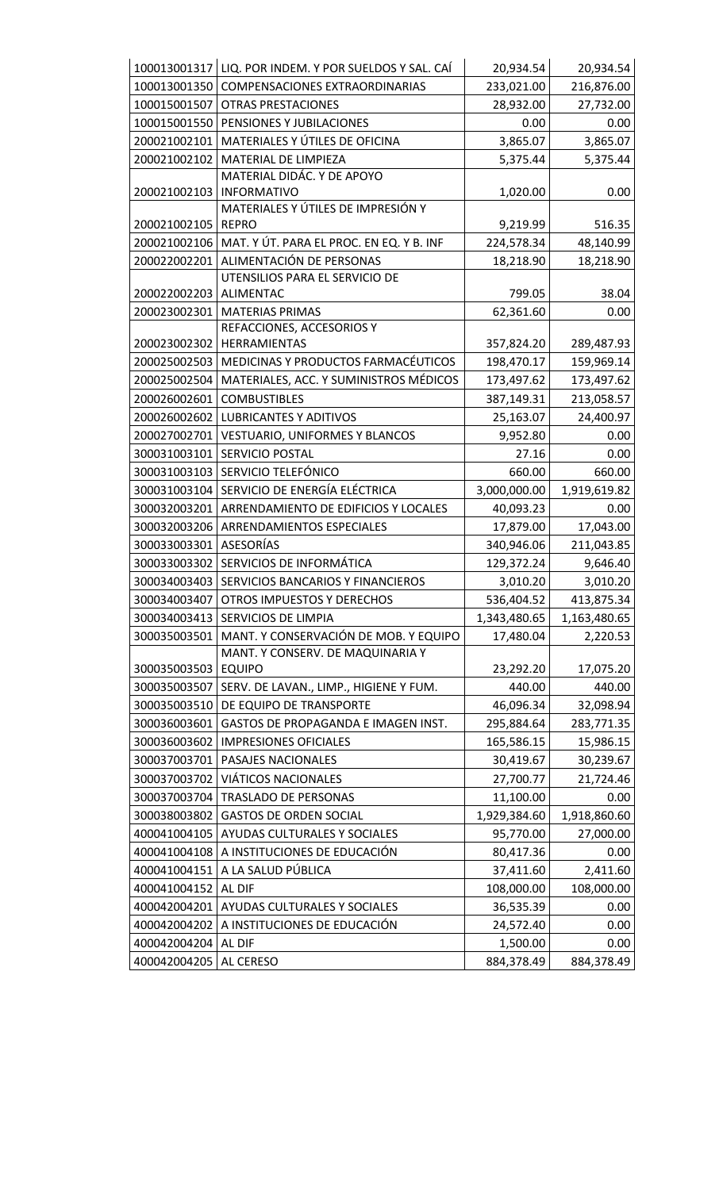| | | | |
|---|---|---|---|
| 100013001317 | LIQ. POR INDEM. Y POR SUELDOS Y SAL. CAÍ | 20,934.54 | 20,934.54 |
| 100013001350 | COMPENSACIONES EXTRAORDINARIAS | 233,021.00 | 216,876.00 |
| 100015001507 | OTRAS PRESTACIONES | 28,932.00 | 27,732.00 |
| 100015001550 | PENSIONES Y JUBILACIONES | 0.00 | 0.00 |
| 200021002101 | MATERIALES Y ÚTILES DE OFICINA | 3,865.07 | 3,865.07 |
| 200021002102 | MATERIAL DE LIMPIEZA | 5,375.44 | 5,375.44 |
| 200021002103 | MATERIAL DIDÁC. Y DE APOYO INFORMATIVO | 1,020.00 | 0.00 |
| 200021002105 | MATERIALES Y ÚTILES DE IMPRESIÓN Y REPRO | 9,219.99 | 516.35 |
| 200021002106 | MAT. Y ÚT. PARA EL PROC. EN EQ. Y B. INF | 224,578.34 | 48,140.99 |
| 200022002201 | ALIMENTACIÓN DE PERSONAS | 18,218.90 | 18,218.90 |
| 200022002203 | UTENSILIOS PARA EL SERVICIO DE ALIMENTAC | 799.05 | 38.04 |
| 200023002301 | MATERIAS PRIMAS | 62,361.60 | 0.00 |
| 200023002302 | REFACCIONES, ACCESORIOS Y HERRAMIENTAS | 357,824.20 | 289,487.93 |
| 200025002503 | MEDICINAS Y PRODUCTOS FARMACÉUTICOS | 198,470.17 | 159,969.14 |
| 200025002504 | MATERIALES, ACC. Y SUMINISTROS MÉDICOS | 173,497.62 | 173,497.62 |
| 200026002601 | COMBUSTIBLES | 387,149.31 | 213,058.57 |
| 200026002602 | LUBRICANTES Y ADITIVOS | 25,163.07 | 24,400.97 |
| 200027002701 | VESTUARIO, UNIFORMES Y BLANCOS | 9,952.80 | 0.00 |
| 300031003101 | SERVICIO POSTAL | 27.16 | 0.00 |
| 300031003103 | SERVICIO TELEFÓNICO | 660.00 | 660.00 |
| 300031003104 | SERVICIO DE ENERGÍA ELÉCTRICA | 3,000,000.00 | 1,919,619.82 |
| 300032003201 | ARRENDAMIENTO DE EDIFICIOS Y LOCALES | 40,093.23 | 0.00 |
| 300032003206 | ARRENDAMIENTOS ESPECIALES | 17,879.00 | 17,043.00 |
| 300033003301 | ASESORÍAS | 340,946.06 | 211,043.85 |
| 300033003302 | SERVICIOS DE INFORMÁTICA | 129,372.24 | 9,646.40 |
| 300034003403 | SERVICIOS BANCARIOS Y FINANCIEROS | 3,010.20 | 3,010.20 |
| 300034003407 | OTROS IMPUESTOS Y DERECHOS | 536,404.52 | 413,875.34 |
| 300034003413 | SERVICIOS DE LIMPIA | 1,343,480.65 | 1,163,480.65 |
| 300035003501 | MANT. Y CONSERVACIÓN DE MOB. Y EQUIPO | 17,480.04 | 2,220.53 |
| 300035003503 | MANT. Y CONSERV. DE MAQUINARIA Y EQUIPO | 23,292.20 | 17,075.20 |
| 300035003507 | SERV. DE LAVAN., LIMP., HIGIENE Y FUM. | 440.00 | 440.00 |
| 300035003510 | DE EQUIPO DE TRANSPORTE | 46,096.34 | 32,098.94 |
| 300036003601 | GASTOS DE PROPAGANDA E IMAGEN INST. | 295,884.64 | 283,771.35 |
| 300036003602 | IMPRESIONES OFICIALES | 165,586.15 | 15,986.15 |
| 300037003701 | PASAJES NACIONALES | 30,419.67 | 30,239.67 |
| 300037003702 | VIÁTICOS NACIONALES | 27,700.77 | 21,724.46 |
| 300037003704 | TRASLADO DE PERSONAS | 11,100.00 | 0.00 |
| 300038003802 | GASTOS DE ORDEN SOCIAL | 1,929,384.60 | 1,918,860.60 |
| 400041004105 | AYUDAS CULTURALES Y SOCIALES | 95,770.00 | 27,000.00 |
| 400041004108 | A INSTITUCIONES DE EDUCACIÓN | 80,417.36 | 0.00 |
| 400041004151 | A LA SALUD PÚBLICA | 37,411.60 | 2,411.60 |
| 400041004152 | AL DIF | 108,000.00 | 108,000.00 |
| 400042004201 | AYUDAS CULTURALES Y SOCIALES | 36,535.39 | 0.00 |
| 400042004202 | A INSTITUCIONES DE EDUCACIÓN | 24,572.40 | 0.00 |
| 400042004204 | AL DIF | 1,500.00 | 0.00 |
| 400042004205 | AL CERESO | 884,378.49 | 884,378.49 |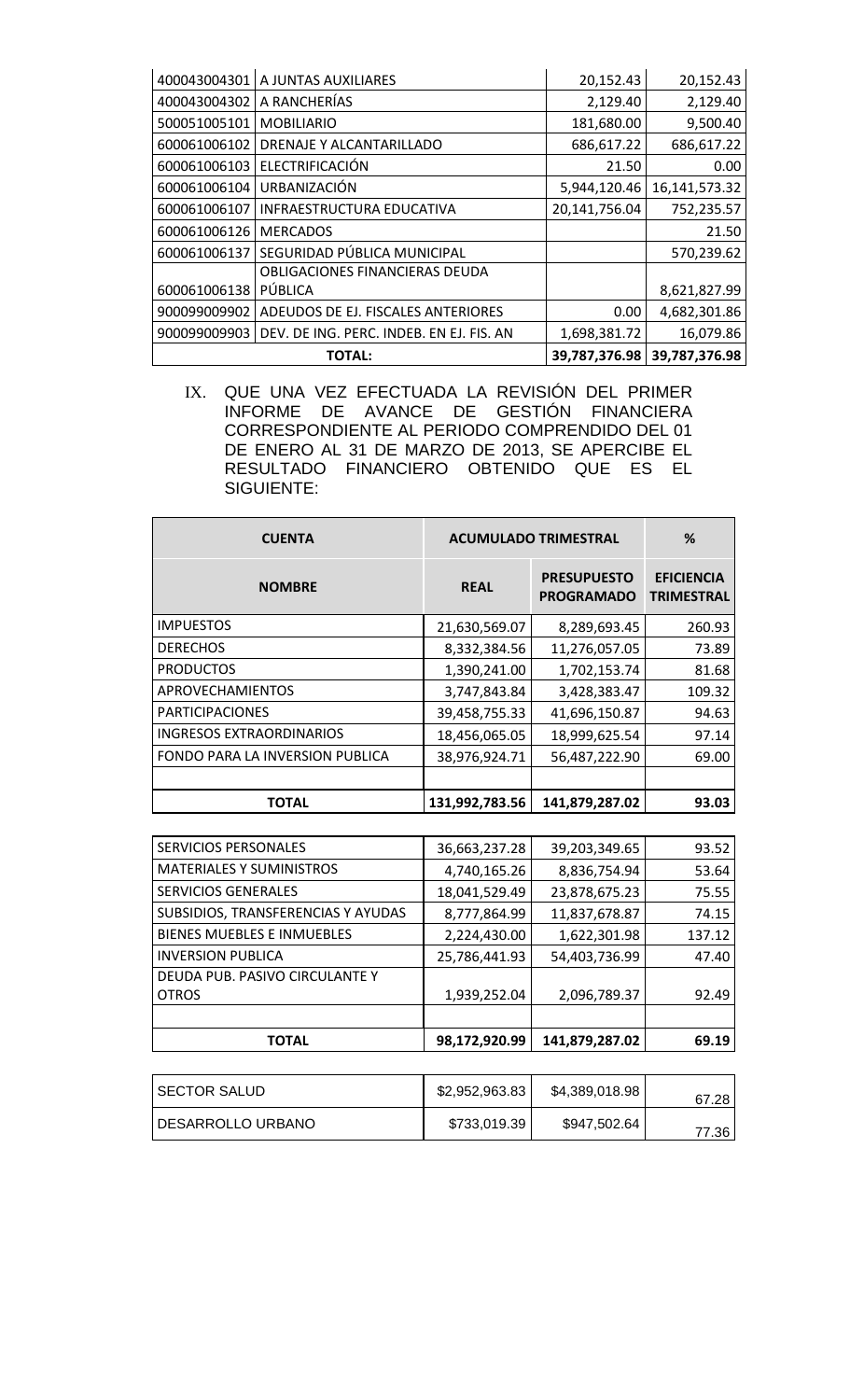| | | | |
|---|---|---|---|
| 400043004301 | A JUNTAS AUXILIARES | 20,152.43 | 20,152.43 |
| 400043004302 | A RANCHERÍAS | 2,129.40 | 2,129.40 |
| 500051005101 | MOBILIARIO | 181,680.00 | 9,500.40 |
| 600061006102 | DRENAJE Y ALCANTARILLADO | 686,617.22 | 686,617.22 |
| 600061006103 | ELECTRIFICACIÓN | 21.50 | 0.00 |
| 600061006104 | URBANIZACIÓN | 5,944,120.46 | 16,141,573.32 |
| 600061006107 | INFRAESTRUCTURA EDUCATIVA | 20,141,756.04 | 752,235.57 |
| 600061006126 | MERCADOS | | 21.50 |
| 600061006137 | SEGURIDAD PÚBLICA MUNICIPAL | | 570,239.62 |
| 600061006138 | OBLIGACIONES FINANCIERAS DEUDA PÚBLICA | | 8,621,827.99 |
| 900099009902 | ADEUDOS DE EJ. FISCALES ANTERIORES | 0.00 | 4,682,301.86 |
| 900099009903 | DEV. DE ING. PERC. INDEB. EN EJ. FIS. AN | 1,698,381.72 | 16,079.86 |
| **TOTAL:** | | **39,787,376.98** | **39,787,376.98** |

IX. QUE UNA VEZ EFECTUADA LA REVISIÓN DEL PRIMER INFORME DE AVANCE DE GESTIÓN FINANCIERA CORRESPONDIENTE AL PERIODO COMPRENDIDO DEL 01 DE ENERO AL 31 DE MARZO DE 2013, SE APERCIBE EL RESULTADO FINANCIERO OBTENIDO QUE ES EL SIGUIENTE:

| **CUENTA** | **ACUMULADO TRIMESTRAL** | | **%** |
|---|---|---|---|
| **NOMBRE** | **REAL** | **PRESUPUESTO PROGRAMADO** | **EFICIENCIA TRIMESTRAL** |
| IMPUESTOS | 21,630,569.07 | 8,289,693.45 | 260.93 |
| DERECHOS | 8,332,384.56 | 11,276,057.05 | 73.89 |
| PRODUCTOS | 1,390,241.00 | 1,702,153.74 | 81.68 |
| APROVECHAMIENTOS | 3,747,843.84 | 3,428,383.47 | 109.32 |
| PARTICIPACIONES | 39,458,755.33 | 41,696,150.87 | 94.63 |
| INGRESOS EXTRAORDINARIOS | 18,456,065.05 | 18,999,625.54 | 97.14 |
| FONDO PARA LA INVERSION PUBLICA | 38,976,924.71 | 56,487,222.90 | 69.00 |
| | | | |
| **TOTAL** | **131,992,783.56** | **141,879,287.02** | **93.03** |

| | | | |
|---|---|---|---|
| SERVICIOS PERSONALES | 36,663,237.28 | 39,203,349.65 | 93.52 |
| MATERIALES Y SUMINISTROS | 4,740,165.26 | 8,836,754.94 | 53.64 |
| SERVICIOS GENERALES | 18,041,529.49 | 23,878,675.23 | 75.55 |
| SUBSIDIOS, TRANSFERENCIAS Y AYUDAS | 8,777,864.99 | 11,837,678.87 | 74.15 |
| BIENES MUEBLES E INMUEBLES | 2,224,430.00 | 1,622,301.98 | 137.12 |
| INVERSION PUBLICA | 25,786,441.93 | 54,403,736.99 | 47.40 |
| DEUDA PUB. PASIVO CIRCULANTE Y OTROS | 1,939,252.04 | 2,096,789.37 | 92.49 |
| | | | |
| **TOTAL** | **98,172,920.99** | **141,879,287.02** | **69.19** |

| | | | |
|---|---|---|---|
| SECTOR SALUD | $2,952,963.83 | $4,389,018.98 | 67.28 |
| DESARROLLO URBANO | $733,019.39 | $947,502.64 | 77.36 |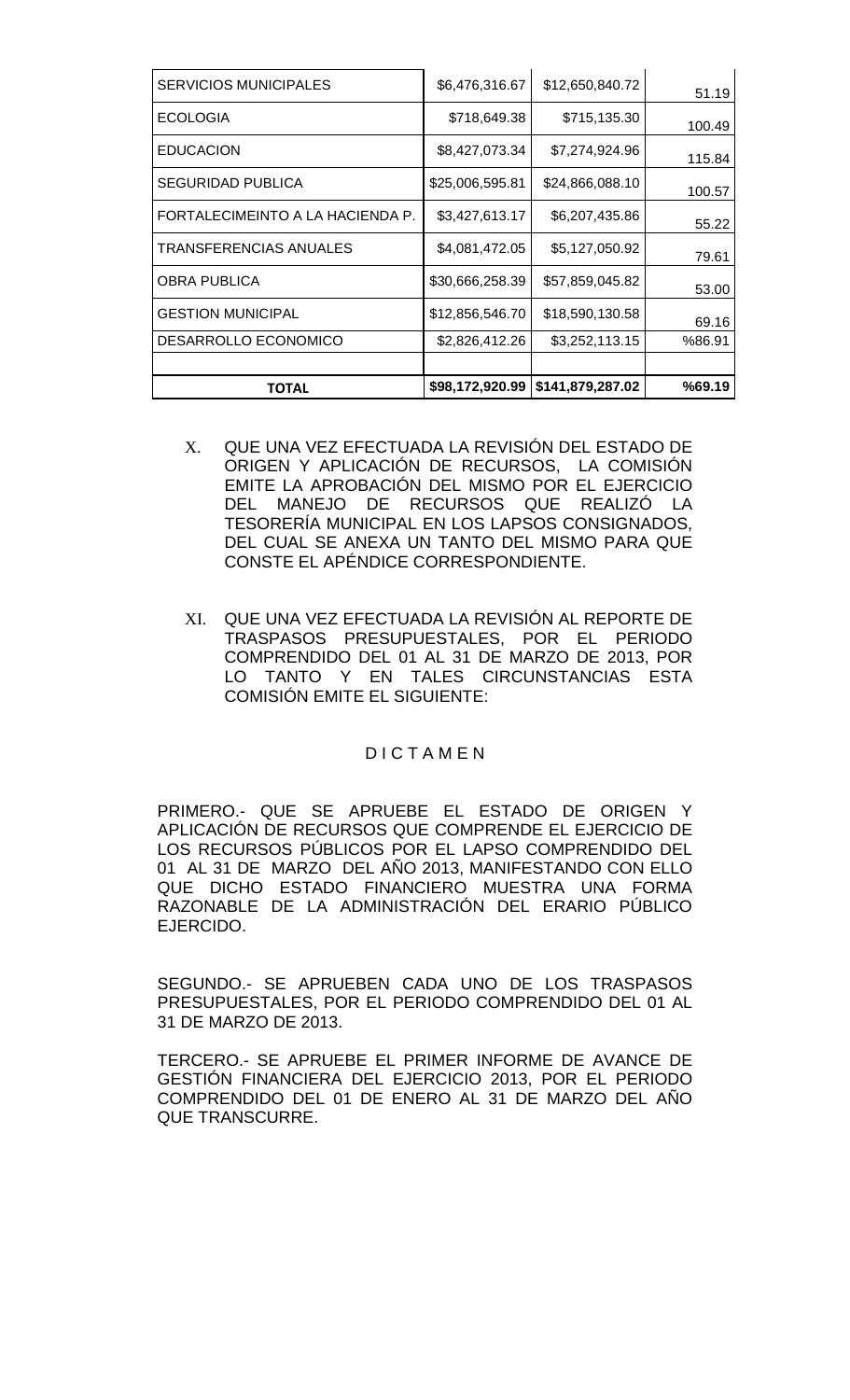| | | | |
|---|---|---|---|
| SERVICIOS MUNICIPALES | $6,476,316.67 | $12,650,840.72 | 51.19 |
| ECOLOGIA | $718,649.38 | $715,135.30 | 100.49 |
| EDUCACION | $8,427,073.34 | $7,274,924.96 | 115.84 |
| SEGURIDAD PUBLICA | $25,006,595.81 | $24,866,088.10 | 100.57 |
| FORTALECIMEINTO A LA HACIENDA P. | $3,427,613.17 | $6,207,435.86 | 55.22 |
| TRANSFERENCIAS ANUALES | $4,081,472.05 | $5,127,050.92 | 79.61 |
| OBRA PUBLICA | $30,666,258.39 | $57,859,045.82 | 53.00 |
| GESTION MUNICIPAL | $12,856,546.70 | $18,590,130.58 | 69.16 |
| DESARROLLO ECONOMICO | $2,826,412.26 | $3,252,113.15 | %86.91 |
| | | | |
| **TOTAL** | **$98,172,920.99** | **$141,879,287.02** | **%69.19** |

X. QUE UNA VEZ EFECTUADA LA REVISIÓN DEL ESTADO DE ORIGEN Y APLICACIÓN DE RECURSOS, LA COMISIÓN EMITE LA APROBACIÓN DEL MISMO POR EL EJERCICIO DEL MANEJO DE RECURSOS QUE REALIZÓ LA TESORERÍA MUNICIPAL EN LOS LAPSOS CONSIGNADOS, DEL CUAL SE ANEXA UN TANTO DEL MISMO PARA QUE CONSTE EL APÉNDICE CORRESPONDIENTE.

XI. QUE UNA VEZ EFECTUADA LA REVISIÓN AL REPORTE DE TRASPASOS PRESUPUESTALES, POR EL PERIODO COMPRENDIDO DEL 01 AL 31 DE MARZO DE 2013, POR LO TANTO Y EN TALES CIRCUNSTANCIAS ESTA COMISIÓN EMITE EL SIGUIENTE:

D I C T A M E N

PRIMERO.- QUE SE APRUEBE EL ESTADO DE ORIGEN Y APLICACIÓN DE RECURSOS QUE COMPRENDE EL EJERCICIO DE LOS RECURSOS PÚBLICOS POR EL LAPSO COMPRENDIDO DEL 01 AL 31 DE MARZO DEL AÑO 2013, MANIFESTANDO CON ELLO QUE DICHO ESTADO FINANCIERO MUESTRA UNA FORMA RAZONABLE DE LA ADMINISTRACIÓN DEL ERARIO PÚBLICO EJERCIDO.

SEGUNDO.- SE APRUEBEN CADA UNO DE LOS TRASPASOS PRESUPUESTALES, POR EL PERIODO COMPRENDIDO DEL 01 AL 31 DE MARZO DE 2013.

TERCERO.- SE APRUEBE EL PRIMER INFORME DE AVANCE DE GESTIÓN FINANCIERA DEL EJERCICIO 2013, POR EL PERIODO COMPRENDIDO DEL 01 DE ENERO AL 31 DE MARZO DEL AÑO QUE TRANSCURRE.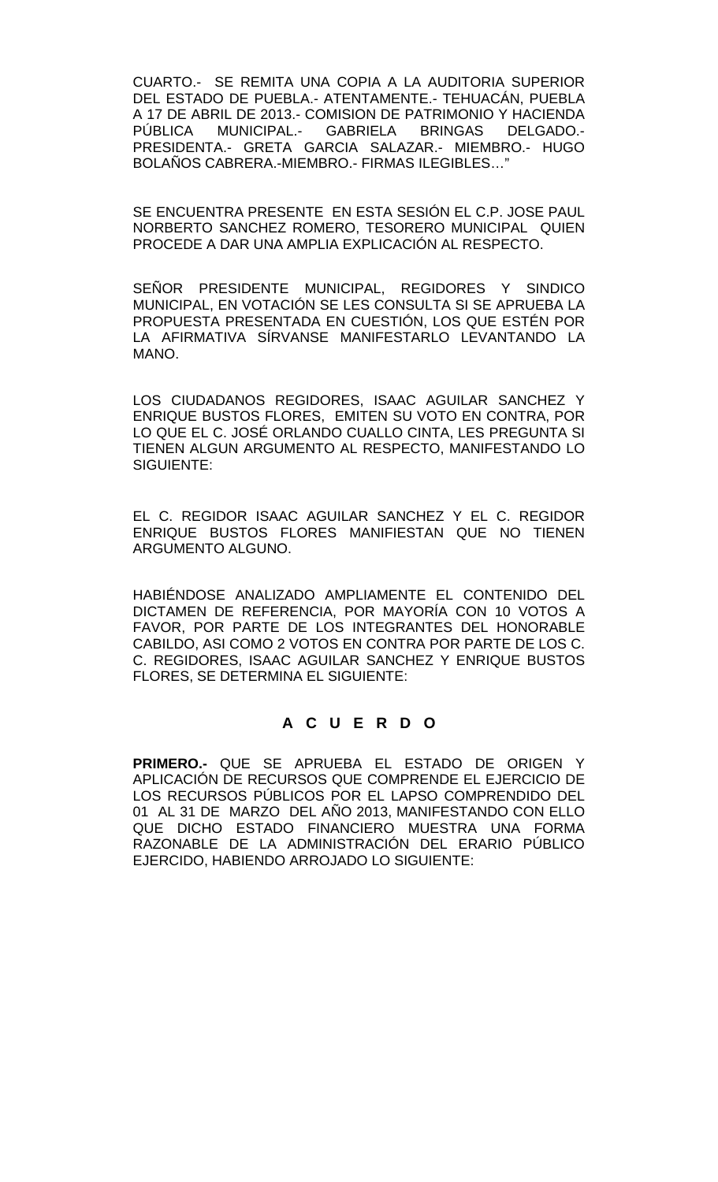CUARTO.- SE REMITA UNA COPIA A LA AUDITORIA SUPERIOR DEL ESTADO DE PUEBLA.- ATENTAMENTE.- TEHUACÁN, PUEBLA A 17 DE ABRIL DE 2013.- COMISION DE PATRIMONIO Y HACIENDA PÚBLICA MUNICIPAL.- GABRIELA BRINGAS DELGADO.- PRESIDENTA.- GRETA GARCIA SALAZAR.- MIEMBRO.- HUGO BOLAÑOS CABRERA.-MIEMBRO.- FIRMAS ILEGIBLES…"

SE ENCUENTRA PRESENTE EN ESTA SESIÓN EL C.P. JOSE PAUL NORBERTO SANCHEZ ROMERO, TESORERO MUNICIPAL QUIEN PROCEDE A DAR UNA AMPLIA EXPLICACIÓN AL RESPECTO.

SEÑOR PRESIDENTE MUNICIPAL, REGIDORES Y SINDICO MUNICIPAL, EN VOTACIÓN SE LES CONSULTA SI SE APRUEBA LA PROPUESTA PRESENTADA EN CUESTIÓN, LOS QUE ESTÉN POR LA AFIRMATIVA SÍRVANSE MANIFESTARLO LEVANTANDO LA MANO.

LOS CIUDADANOS REGIDORES, ISAAC AGUILAR SANCHEZ Y ENRIQUE BUSTOS FLORES, EMITEN SU VOTO EN CONTRA, POR LO QUE EL C. JOSÉ ORLANDO CUALLO CINTA, LES PREGUNTA SI TIENEN ALGUN ARGUMENTO AL RESPECTO, MANIFESTANDO LO SIGUIENTE:

EL C. REGIDOR ISAAC AGUILAR SANCHEZ Y EL C. REGIDOR ENRIQUE BUSTOS FLORES MANIFIESTAN QUE NO TIENEN ARGUMENTO ALGUNO.

HABIÉNDOSE ANALIZADO AMPLIAMENTE EL CONTENIDO DEL DICTAMEN DE REFERENCIA, POR MAYORÍA CON 10 VOTOS A FAVOR, POR PARTE DE LOS INTEGRANTES DEL HONORABLE CABILDO, ASI COMO 2 VOTOS EN CONTRA POR PARTE DE LOS C. C. REGIDORES, ISAAC AGUILAR SANCHEZ Y ENRIQUE BUSTOS FLORES, SE DETERMINA EL SIGUIENTE:

**A C U E R D O**

**PRIMERO.-** QUE SE APRUEBA EL ESTADO DE ORIGEN Y APLICACIÓN DE RECURSOS QUE COMPRENDE EL EJERCICIO DE LOS RECURSOS PÚBLICOS POR EL LAPSO COMPRENDIDO DEL 01 AL 31 DE MARZO DEL AÑO 2013, MANIFESTANDO CON ELLO QUE DICHO ESTADO FINANCIERO MUESTRA UNA FORMA RAZONABLE DE LA ADMINISTRACIÓN DEL ERARIO PÚBLICO EJERCIDO, HABIENDO ARROJADO LO SIGUIENTE: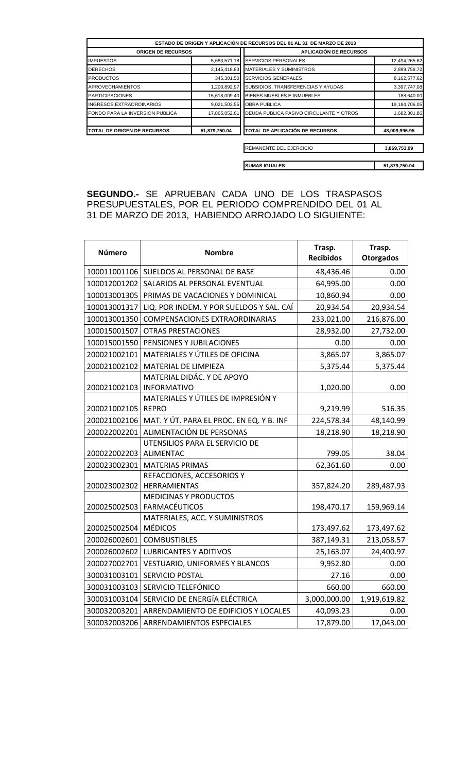| ESTADO DE ORIGEN Y APLICACIÓN DE RECURSOS DEL 01 AL 31 DE MARZO DE 2013 | | | |
|---|---|---|---|
| **ORIGEN DE RECURSOS** | | **APLICACIÓN DE RECURSOS** | |
| IMPUESTOS | 5,683,571.18 | SERVICIOS PERSONALES | 12,494,265.62 |
| DERECHOS | 2,145,418.83 | MATERIALES Y SUMINISTROS | 2,899,758.72 |
| PRODUCTOS | 345,301.50 | SERVICIOS GENERALES | 8,162,577.62 |
| APROVECHAMIENTOS | 1,200,892.97 | SUBSIDIOS, TRANSFERENCIAS Y AYUDAS | 3,397,747.08 |
| PARTICIPACIONES | 15,618,009.40 | BIENES MUEBLES E INMUEBLES | 188,640.00 |
| INGRESOS EXTRAORDINARIOS | 9,021,503.55 | OBRA PUBLICA | 19,184,706.05 |
| FONDO PARA LA INVERSION PUBLICA | 17,865,052.61 | DEUDA PUBLICA PASIVO CIRCULANTE Y OTROS | 1,682,301.86 |
| **TOTAL DE ORIGEN DE RECURSOS** | **51,879,750.04** | **TOTAL DE APLICACIÓN DE RECURSOS** | **48,009,996.95** |
| | | REMANENTE DEL EJERCICIO | **3,869,753.09** |
| | | **SUMAS IGUALES** | **51,879,750.04** |

**SEGUNDO.-** SE APRUEBAN CADA UNO DE LOS TRASPASOS PRESUPUESTALES, POR EL PERIODO COMPRENDIDO DEL 01 AL 31 DE MARZO DE 2013, HABIENDO ARROJADO LO SIGUIENTE:

| Número | Nombre | Trasp. Recibidos | Trasp. Otorgados |
|---|---|---|---|
| 100011001106 | SUELDOS AL PERSONAL DE BASE | 48,436.46 | 0.00 |
| 100012001202 | SALARIOS AL PERSONAL EVENTUAL | 64,995.00 | 0.00 |
| 100013001305 | PRIMAS DE VACACIONES Y DOMINICAL | 10,860.94 | 0.00 |
| 100013001317 | LIQ. POR INDEM. Y POR SUELDOS Y SAL. CAÍ | 20,934.54 | 20,934.54 |
| 100013001350 | COMPENSACIONES EXTRAORDINARIAS | 233,021.00 | 216,876.00 |
| 100015001507 | OTRAS PRESTACIONES | 28,932.00 | 27,732.00 |
| 100015001550 | PENSIONES Y JUBILACIONES | 0.00 | 0.00 |
| 200021002101 | MATERIALES Y ÚTILES DE OFICINA | 3,865.07 | 3,865.07 |
| 200021002102 | MATERIAL DE LIMPIEZA | 5,375.44 | 5,375.44 |
| 200021002103 | MATERIAL DIDÁC. Y DE APOYO INFORMATIVO | 1,020.00 | 0.00 |
| 200021002105 | MATERIALES Y ÚTILES DE IMPRESIÓN Y REPRO | 9,219.99 | 516.35 |
| 200021002106 | MAT. Y ÚT. PARA EL PROC. EN EQ. Y B. INF | 224,578.34 | 48,140.99 |
| 200022002201 | ALIMENTACIÓN DE PERSONAS | 18,218.90 | 18,218.90 |
| 200022002203 | UTENSILIOS PARA EL SERVICIO DE ALIMENTAC | 799.05 | 38.04 |
| 200023002301 | MATERIAS PRIMAS | 62,361.60 | 0.00 |
| 200023002302 | REFACCIONES, ACCESORIOS Y HERRAMIENTAS | 357,824.20 | 289,487.93 |
| 200025002503 | MEDICINAS Y PRODUCTOS FARMACÉUTICOS | 198,470.17 | 159,969.14 |
| 200025002504 | MATERIALES, ACC. Y SUMINISTROS MÉDICOS | 173,497.62 | 173,497.62 |
| 200026002601 | COMBUSTIBLES | 387,149.31 | 213,058.57 |
| 200026002602 | LUBRICANTES Y ADITIVOS | 25,163.07 | 24,400.97 |
| 200027002701 | VESTUARIO, UNIFORMES Y BLANCOS | 9,952.80 | 0.00 |
| 300031003101 | SERVICIO POSTAL | 27.16 | 0.00 |
| 300031003103 | SERVICIO TELEFÓNICO | 660.00 | 660.00 |
| 300031003104 | SERVICIO DE ENERGÍA ELÉCTRICA | 3,000,000.00 | 1,919,619.82 |
| 300032003201 | ARRENDAMIENTO DE EDIFICIOS Y LOCALES | 40,093.23 | 0.00 |
| 300032003206 | ARRENDAMIENTOS ESPECIALES | 17,879.00 | 17,043.00 |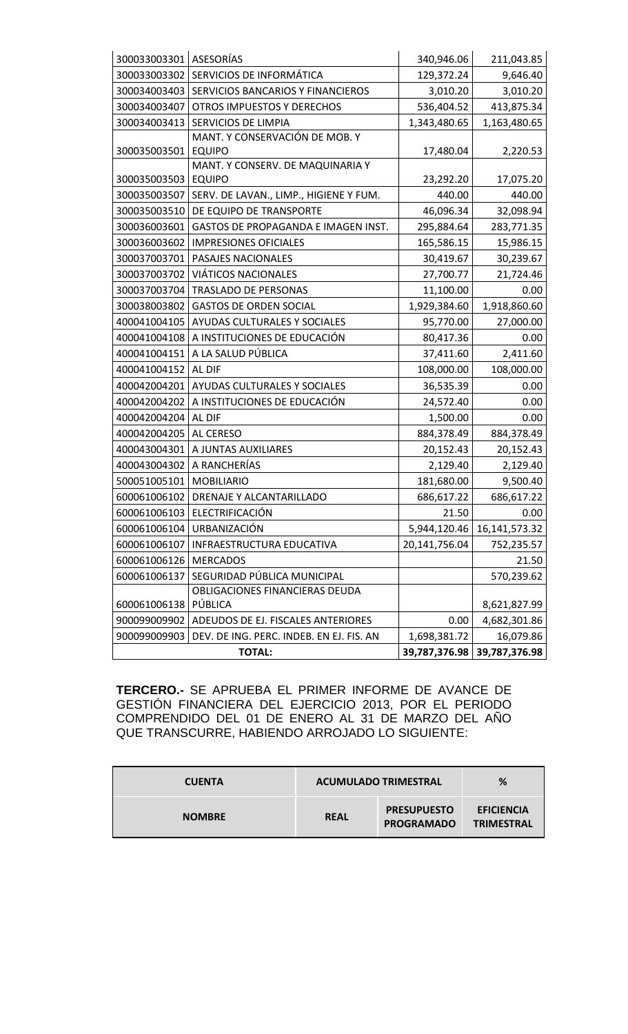| | | | |
|---|---|---|---|
| 300033003301 | ASESORÍAS | 340,946.06 | 211,043.85 |
| 300033003302 | SERVICIOS DE INFORMÁTICA | 129,372.24 | 9,646.40 |
| 300034003403 | SERVICIOS BANCARIOS Y FINANCIEROS | 3,010.20 | 3,010.20 |
| 300034003407 | OTROS IMPUESTOS Y DERECHOS | 536,404.52 | 413,875.34 |
| 300034003413 | SERVICIOS DE LIMPIA | 1,343,480.65 | 1,163,480.65 |
| 300035003501 | MANT. Y CONSERVACIÓN DE MOB. Y EQUIPO | 17,480.04 | 2,220.53 |
| 300035003503 | MANT. Y CONSERV. DE MAQUINARIA Y EQUIPO | 23,292.20 | 17,075.20 |
| 300035003507 | SERV. DE LAVAN., LIMP., HIGIENE Y FUM. | 440.00 | 440.00 |
| 300035003510 | DE EQUIPO DE TRANSPORTE | 46,096.34 | 32,098.94 |
| 300036003601 | GASTOS DE PROPAGANDA E IMAGEN INST. | 295,884.64 | 283,771.35 |
| 300036003602 | IMPRESIONES OFICIALES | 165,586.15 | 15,986.15 |
| 300037003701 | PASAJES NACIONALES | 30,419.67 | 30,239.67 |
| 300037003702 | VIÁTICOS NACIONALES | 27,700.77 | 21,724.46 |
| 300037003704 | TRASLADO DE PERSONAS | 11,100.00 | 0.00 |
| 300038003802 | GASTOS DE ORDEN SOCIAL | 1,929,384.60 | 1,918,860.60 |
| 400041004105 | AYUDAS CULTURALES Y SOCIALES | 95,770.00 | 27,000.00 |
| 400041004108 | A INSTITUCIONES DE EDUCACIÓN | 80,417.36 | 0.00 |
| 400041004151 | A LA SALUD PÚBLICA | 37,411.60 | 2,411.60 |
| 400041004152 | AL DIF | 108,000.00 | 108,000.00 |
| 400042004201 | AYUDAS CULTURALES Y SOCIALES | 36,535.39 | 0.00 |
| 400042004202 | A INSTITUCIONES DE EDUCACIÓN | 24,572.40 | 0.00 |
| 400042004204 | AL DIF | 1,500.00 | 0.00 |
| 400042004205 | AL CERESO | 884,378.49 | 884,378.49 |
| 400043004301 | A JUNTAS AUXILIARES | 20,152.43 | 20,152.43 |
| 400043004302 | A RANCHERÍAS | 2,129.40 | 2,129.40 |
| 500051005101 | MOBILIARIO | 181,680.00 | 9,500.40 |
| 600061006102 | DRENAJE Y ALCANTARILLADO | 686,617.22 | 686,617.22 |
| 600061006103 | ELECTRIFICACIÓN | 21.50 | 0.00 |
| 600061006104 | URBANIZACIÓN | 5,944,120.46 | 16,141,573.32 |
| 600061006107 | INFRAESTRUCTURA EDUCATIVA | 20,141,756.04 | 752,235.57 |
| 600061006126 | MERCADOS | | 21.50 |
| 600061006137 | SEGURIDAD PÚBLICA MUNICIPAL | | 570,239.62 |
| 600061006138 | OBLIGACIONES FINANCIERAS DEUDA PÚBLICA | | 8,621,827.99 |
| 900099009902 | ADEUDOS DE EJ. FISCALES ANTERIORES | 0.00 | 4,682,301.86 |
| 900099009903 | DEV. DE ING. PERC. INDEB. EN EJ. FIS. AN | 1,698,381.72 | 16,079.86 |
| | **TOTAL:** | **39,787,376.98** | **39,787,376.98** |

**TERCERO.-** SE APRUEBA EL PRIMER INFORME DE AVANCE DE GESTIÓN FINANCIERA DEL EJERCICIO 2013, POR EL PERIODO COMPRENDIDO DEL 01 DE ENERO AL 31 DE MARZO DEL AÑO QUE TRANSCURRE, HABIENDO ARROJADO LO SIGUIENTE:

| CUENTA | ACUMULADO TRIMESTRAL | | % |
|---|---|---|---|
| NOMBRE | REAL | PRESUPUESTO PROGRAMADO | EFICIENCIA TRIMESTRAL |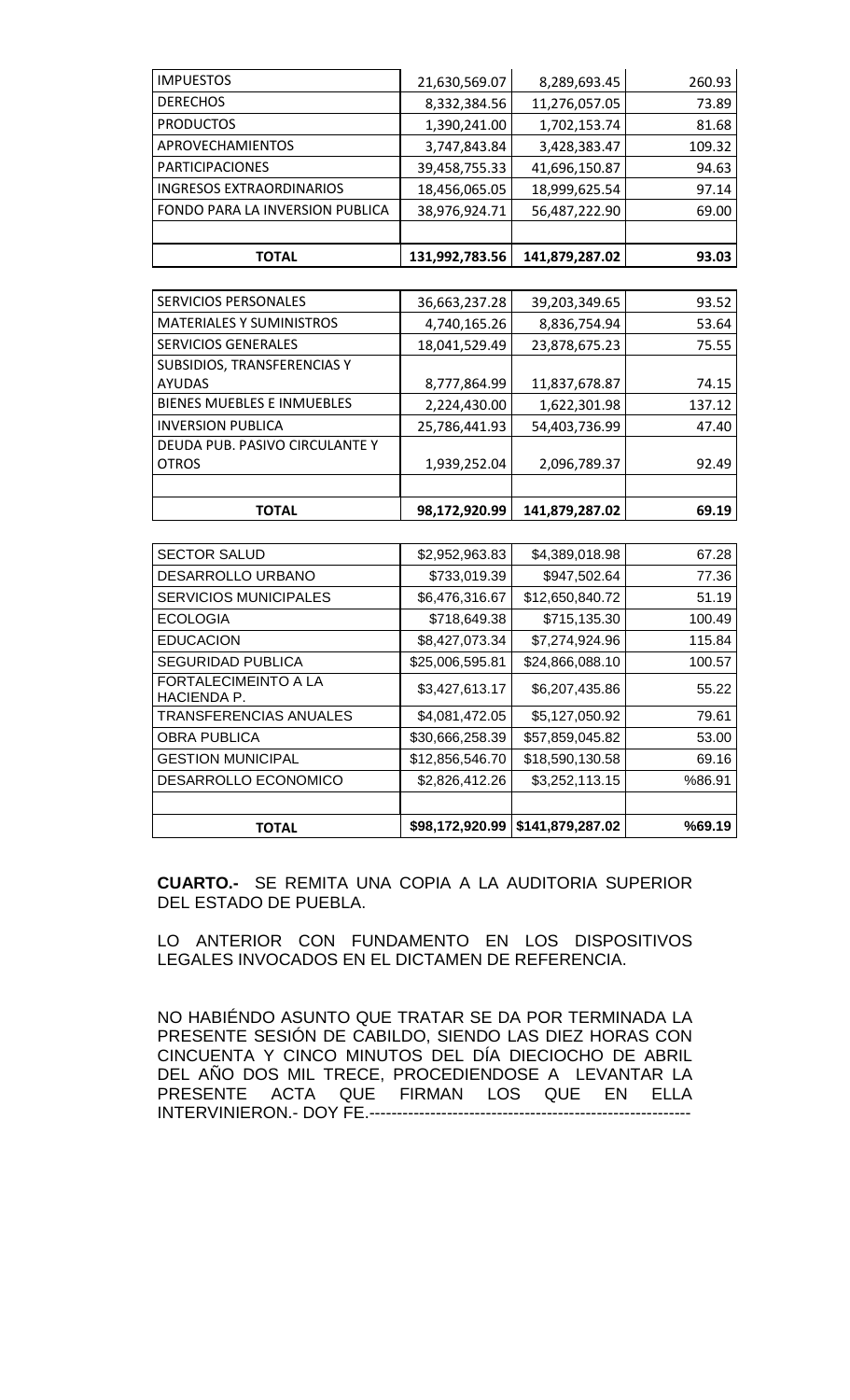| | | | |
|---|---|---|---|
| IMPUESTOS | 21,630,569.07 | 8,289,693.45 | 260.93 |
| DERECHOS | 8,332,384.56 | 11,276,057.05 | 73.89 |
| PRODUCTOS | 1,390,241.00 | 1,702,153.74 | 81.68 |
| APROVECHAMIENTOS | 3,747,843.84 | 3,428,383.47 | 109.32 |
| PARTICIPACIONES | 39,458,755.33 | 41,696,150.87 | 94.63 |
| INGRESOS EXTRAORDINARIOS | 18,456,065.05 | 18,999,625.54 | 97.14 |
| FONDO PARA LA INVERSION PUBLICA | 38,976,924.71 | 56,487,222.90 | 69.00 |
| | | | |
| **TOTAL** | **131,992,783.56** | **141,879,287.02** | **93.03** |

| | | | |
|---|---|---|---|
| SERVICIOS PERSONALES | 36,663,237.28 | 39,203,349.65 | 93.52 |
| MATERIALES Y SUMINISTROS | 4,740,165.26 | 8,836,754.94 | 53.64 |
| SERVICIOS GENERALES | 18,041,529.49 | 23,878,675.23 | 75.55 |
| SUBSIDIOS, TRANSFERENCIAS Y AYUDAS | 8,777,864.99 | 11,837,678.87 | 74.15 |
| BIENES MUEBLES E INMUEBLES | 2,224,430.00 | 1,622,301.98 | 137.12 |
| INVERSION PUBLICA | 25,786,441.93 | 54,403,736.99 | 47.40 |
| DEUDA PUB. PASIVO CIRCULANTE Y OTROS | 1,939,252.04 | 2,096,789.37 | 92.49 |
| | | | |
| **TOTAL** | **98,172,920.99** | **141,879,287.02** | **69.19** |

| | | | |
|---|---|---|---|
| SECTOR SALUD | $2,952,963.83 | $4,389,018.98 | 67.28 |
| DESARROLLO URBANO | $733,019.39 | $947,502.64 | 77.36 |
| SERVICIOS MUNICIPALES | $6,476,316.67 | $12,650,840.72 | 51.19 |
| ECOLOGIA | $718,649.38 | $715,135.30 | 100.49 |
| EDUCACION | $8,427,073.34 | $7,274,924.96 | 115.84 |
| SEGURIDAD PUBLICA | $25,006,595.81 | $24,866,088.10 | 100.57 |
| FORTALECIMEINTO A LA HACIENDA P. | $3,427,613.17 | $6,207,435.86 | 55.22 |
| TRANSFERENCIAS ANUALES | $4,081,472.05 | $5,127,050.92 | 79.61 |
| OBRA PUBLICA | $30,666,258.39 | $57,859,045.82 | 53.00 |
| GESTION MUNICIPAL | $12,856,546.70 | $18,590,130.58 | 69.16 |
| DESARROLLO ECONOMICO | $2,826,412.26 | $3,252,113.15 | %86.91 |
| | | | |
| **TOTAL** | **$98,172,920.99** | **$141,879,287.02** | **%69.19** |

**CUARTO.-** SE REMITA UNA COPIA A LA AUDITORIA SUPERIOR DEL ESTADO DE PUEBLA.

LO ANTERIOR CON FUNDAMENTO EN LOS DISPOSITIVOS LEGALES INVOCADOS EN EL DICTAMEN DE REFERENCIA.

NO HABIÉNDO ASUNTO QUE TRATAR SE DA POR TERMINADA LA PRESENTE SESIÓN DE CABILDO, SIENDO LAS DIEZ HORAS CON CINCUENTA Y CINCO MINUTOS DEL DÍA DIECIOCHO DE ABRIL DEL AÑO DOS MIL TRECE, PROCEDIENDOSE A LEVANTAR LA PRESENTE ACTA QUE FIRMAN LOS QUE EN ELLA INTERVINIERON.- DOY FE.-----------------------------------------------------------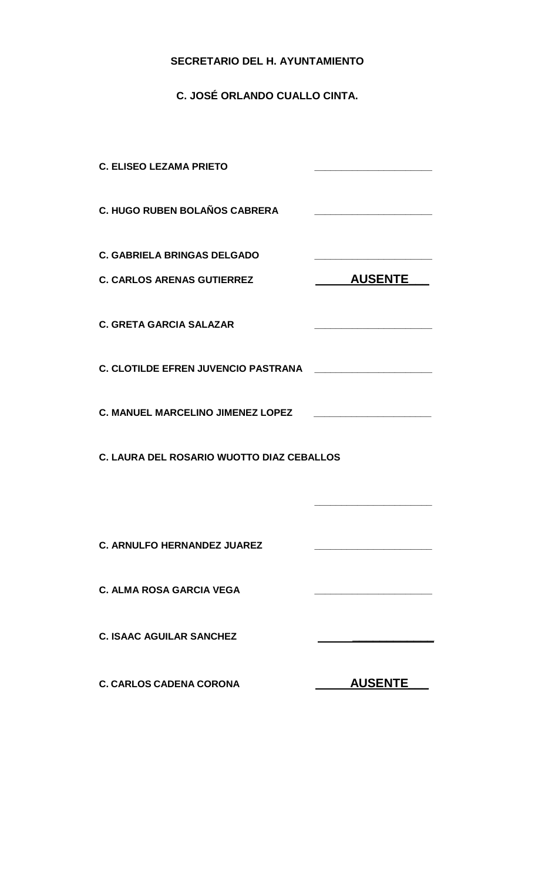**SECRETARIO DEL H. AYUNTAMIENTO**

**C. JOSÉ ORLANDO CUALLO CINTA.**

**C. ELISEO LEZAMA PRIETO** ____________________

**C. HUGO RUBEN BOLAÑOS CABRERA** ____________________

**C. GABRIELA BRINGAS DELGADO** ____________________

**C. CARLOS ARENAS GUTIERREZ** **AUSENTE**

**C. GRETA GARCIA SALAZAR** ____________________

**C. CLOTILDE EFREN JUVENCIO PASTRANA** ____________________

**C. MANUEL MARCELINO JIMENEZ LOPEZ** ____________________

**C. LAURA DEL ROSARIO WUOTTO DIAZ CEBALLOS**

____________________

**C. ARNULFO HERNANDEZ JUAREZ** ____________________

**C. ALMA ROSA GARCIA VEGA** ____________________

**C. ISAAC AGUILAR SANCHEZ** ____________________

**C. CARLOS CADENA CORONA** **AUSENTE**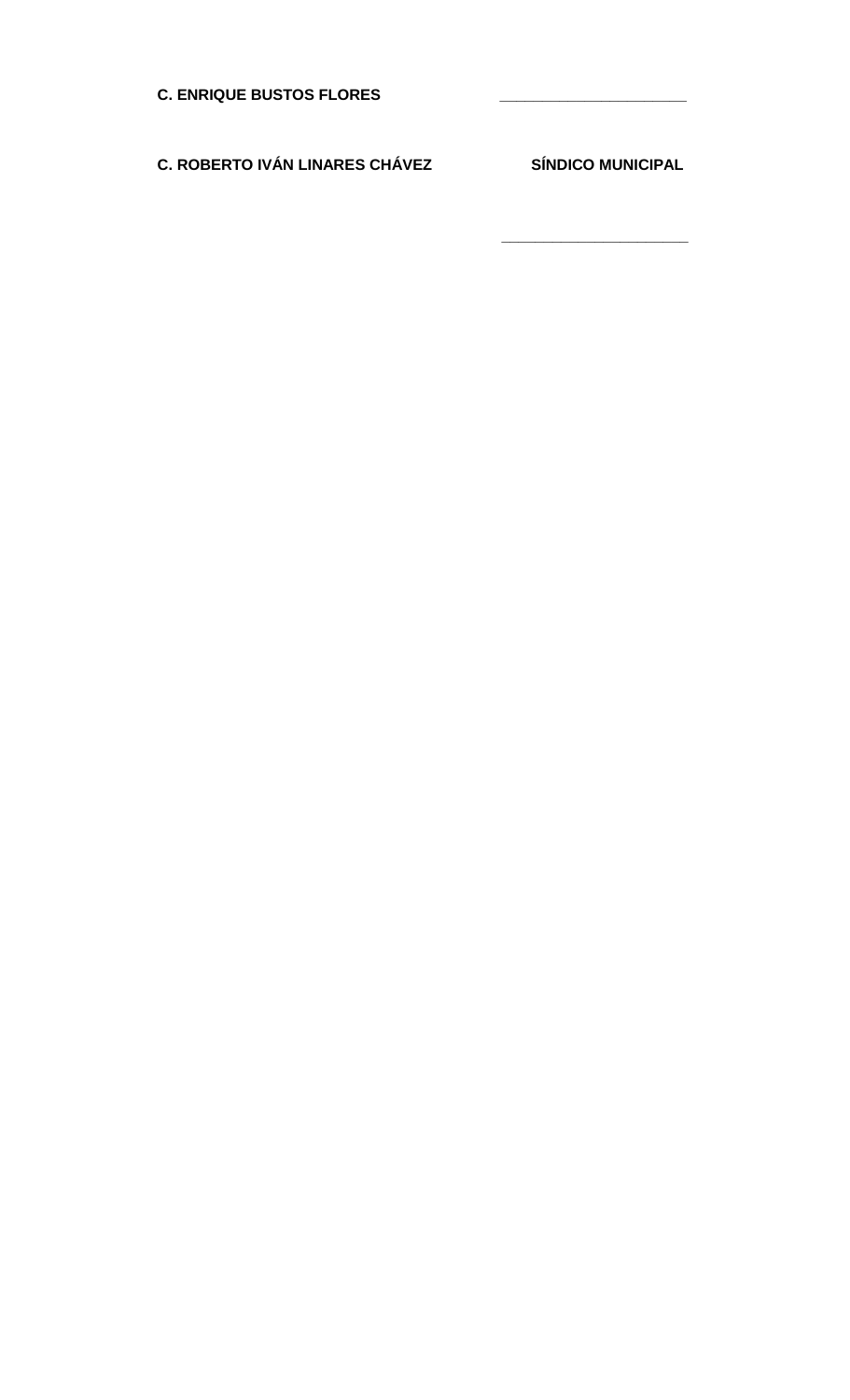**C. ENRIQUE BUSTOS FLORES** \_\_\_\_\_\_\_\_\_\_\_\_\_\_\_\_\_\_\_\_\_\_\_

**C. ROBERTO IVÁN LINARES CHÁVEZ** **SÍNDICO MUNICIPAL**

\_\_\_\_\_\_\_\_\_\_\_\_\_\_\_\_\_\_\_\_\_\_\_